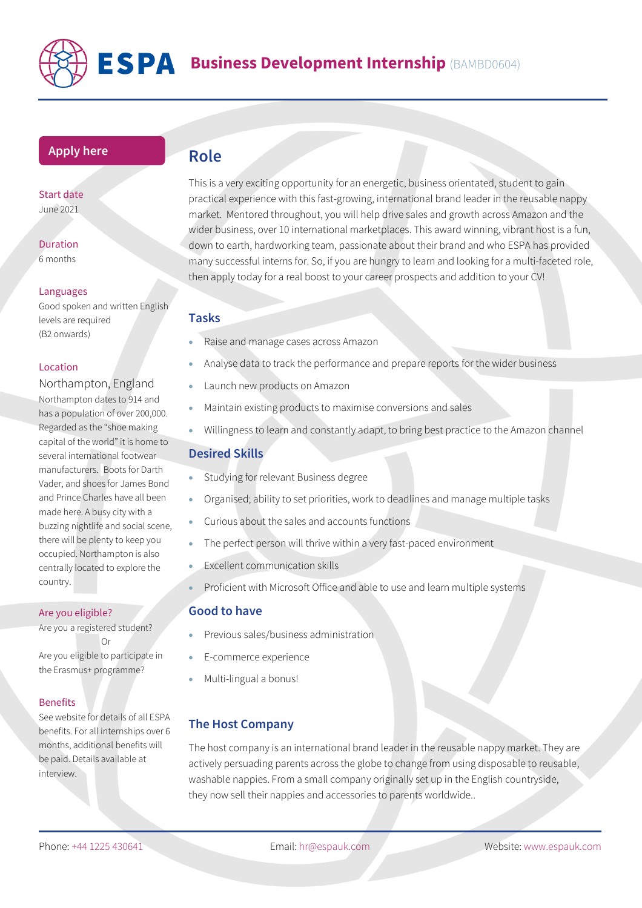# ESPA Business Development Internship (BAMBD0604)

**Apply here**

**Start date**
June 2021

**Duration**
6 months

**Languages**
Good spoken and written English levels are required (B2 onwards)

**Location**
Northampton, England

Northampton dates to 914 and has a population of over 200,000. Regarded as the "shoe making capital of the world" it is home to several international footwear manufacturers. Boots for Darth Vader, and shoes for James Bond and Prince Charles have all been made here. A busy city with a buzzing nightlife and social scene, there will be plenty to keep you occupied. Northampton is also centrally located to explore the country.

**Are you eligible?**
Are you a registered student?
Or
Are you eligible to participate in the Erasmus+ programme?

**Benefits**
See website for details of all ESPA benefits. For all internships over 6 months, additional benefits will be paid. Details available at interview.

## Role

This is a very exciting opportunity for an energetic, business orientated, student to gain practical experience with this fast-growing, international brand leader in the reusable nappy market. Mentored throughout, you will help drive sales and growth across Amazon and the wider business, over 10 international marketplaces. This award winning, vibrant host is a fun, down to earth, hardworking team, passionate about their brand and who ESPA has provided many successful interns for. So, if you are hungry to learn and looking for a multi-faceted role, then apply today for a real boost to your career prospects and addition to your CV!

### Tasks

- Raise and manage cases across Amazon
- Analyse data to track the performance and prepare reports for the wider business
- Launch new products on Amazon
- Maintain existing products to maximise conversions and sales
- Willingness to learn and constantly adapt, to bring best practice to the Amazon channel

### Desired Skills

- Studying for relevant Business degree
- Organised; ability to set priorities, work to deadlines and manage multiple tasks
- Curious about the sales and accounts functions
- The perfect person will thrive within a very fast-paced environment
- Excellent communication skills
- Proficient with Microsoft Office and able to use and learn multiple systems

### Good to have

- Previous sales/business administration
- E-commerce experience
- Multi-lingual a bonus!

### The Host Company

The host company is an international brand leader in the reusable nappy market. They are actively persuading parents across the globe to change from using disposable to reusable, washable nappies. From a small company originally set up in the English countryside, they now sell their nappies and accessories to parents worldwide..

Phone: +44 1225 430641 Email: hr@espauk.com Website: www.espauk.com